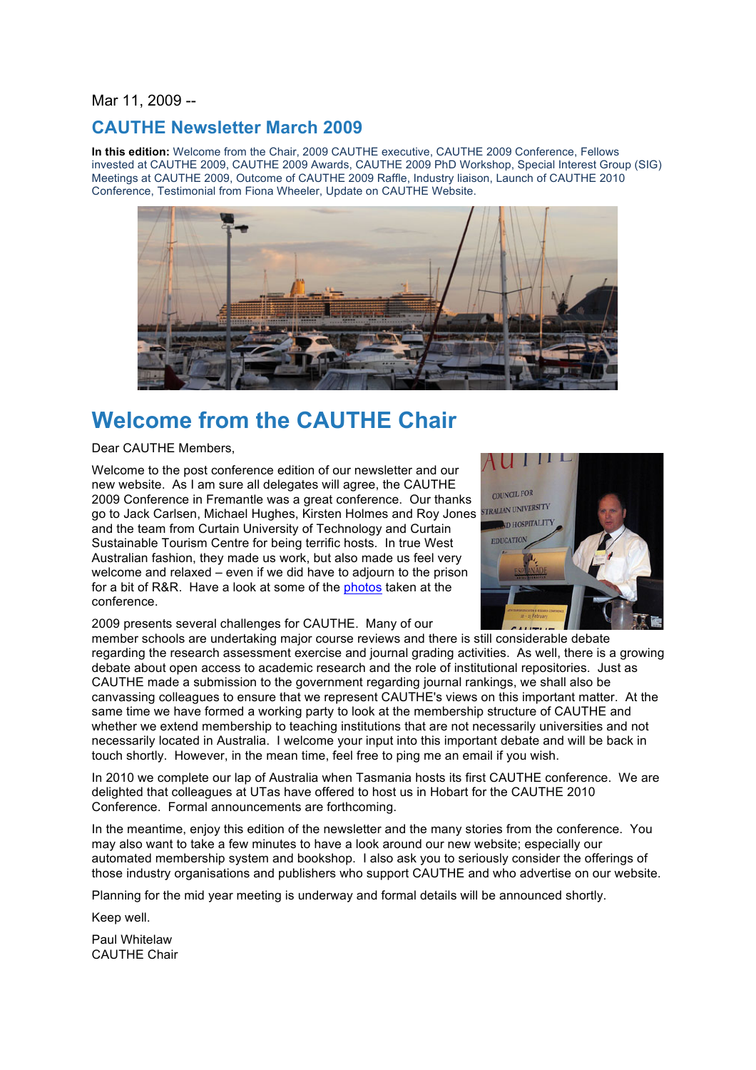Mar 11, 2009 --

## CAUTHE Newsletter March 2009

**In this edition:** Welcome from the Chair, 2009 CAUTHE executive, CAUTHE 2009 Conference, Fellows invested at CAUTHE 2009, CAUTHE 2009 Awards, CAUTHE 2009 PhD Workshop, Special Interest Group (SIG) Meetings at CAUTHE 2009, Outcome of CAUTHE 2009 Raffle, Industry liaison, Launch of CAUTHE 2010 Conference, Testimonial from Fiona Wheeler, Update on CAUTHE Website.

# Welcome from the CAUTHE Chair

Dear CAUTHE Members,

Welcome to the post conference edition of our newsletter and our new website. As I am sure all delegates will agree, the CAUTHE 2009 Conference in Fremantle was a great conference. Our thanks go to Jack Carlsen, Michael Hughes, Kirsten Holmes and Roy Jones and the team from Curtain University of Technology and Curtain Sustainable Tourism Centre for being terrific hosts. In true West Australian fashion, they made us work, but also made us feel very welcome and relaxed – even if we did have to adjourn to the prison for a bit of R&R. Have a look at some of the photos taken at the conference.

2009 presents several challenges for CAUTHE. Many of our member schools are undertaking major course reviews and there is still considerable debate regarding the research assessment exercise and journal grading activities. As well, there is a growing debate about open access to academic research and the role of institutional repositories. Just as CAUTHE made a submission to the government regarding journal rankings, we shall also be canvassing colleagues to ensure that we represent CAUTHE's views on this important matter. At the same time we have formed a working party to look at the membership structure of CAUTHE and whether we extend membership to teaching institutions that are not necessarily universities and not necessarily located in Australia. I welcome your input into this important debate and will be back in touch shortly. However, in the mean time, feel free to ping me an email if you wish.

In 2010 we complete our lap of Australia when Tasmania hosts its first CAUTHE conference. We are delighted that colleagues at UTas have offered to host us in Hobart for the CAUTHE 2010 Conference. Formal announcements are forthcoming.

In the meantime, enjoy this edition of the newsletter and the many stories from the conference. You may also want to take a few minutes to have a look around our new website; especially our automated membership system and bookshop. I also ask you to seriously consider the offerings of those industry organisations and publishers who support CAUTHE and who advertise on our website.

Planning for the mid year meeting is underway and formal details will be announced shortly.

Keep well.

Paul Whitelaw
CAUTHE Chair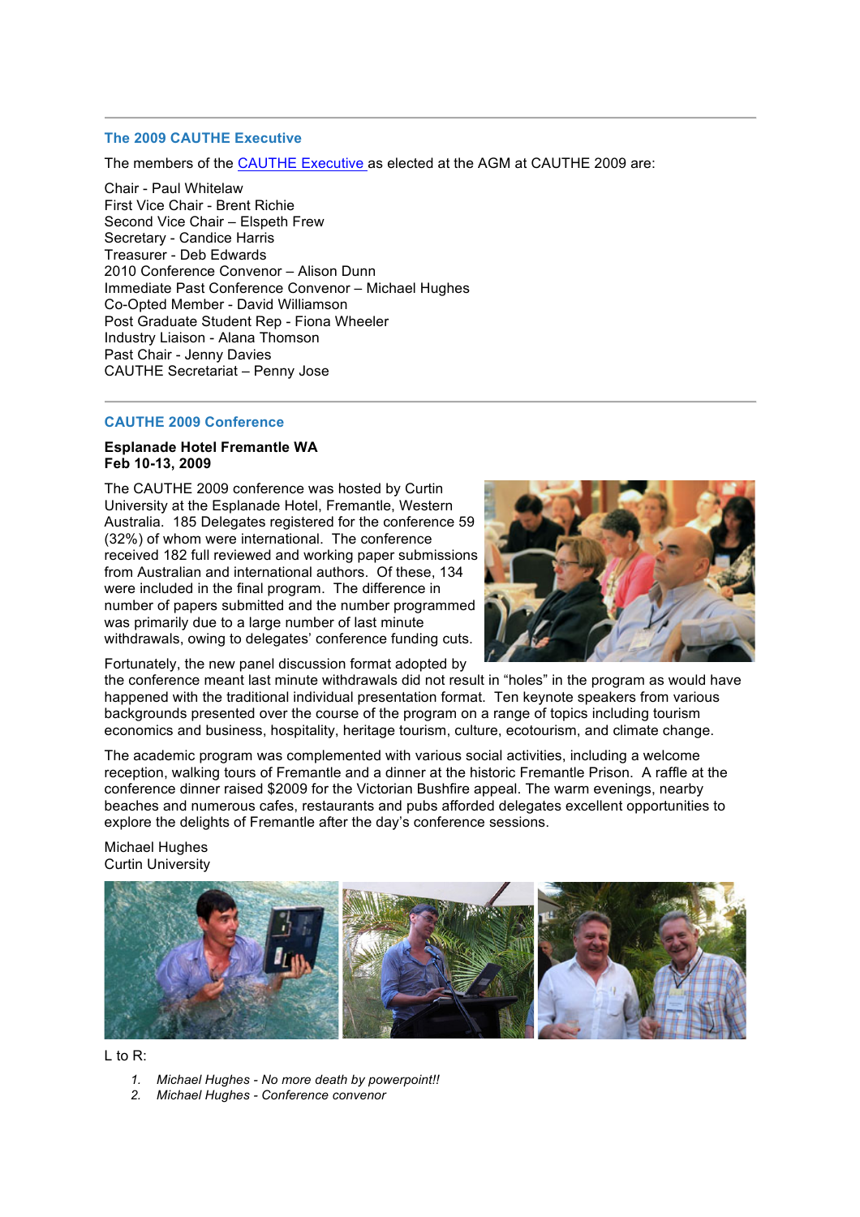## The 2009 CAUTHE Executive

The members of the [CAUTHE Executive](#) as elected at the AGM at CAUTHE 2009 are:

Chair - Paul Whitelaw
First Vice Chair - Brent Richie
Second Vice Chair – Elspeth Frew
Secretary - Candice Harris
Treasurer - Deb Edwards
2010 Conference Convenor – Alison Dunn
Immediate Past Conference Convenor – Michael Hughes
Co-Opted Member - David Williamson
Post Graduate Student Rep - Fiona Wheeler
Industry Liaison - Alana Thomson
Past Chair - Jenny Davies
CAUTHE Secretariat – Penny Jose

---

## CAUTHE 2009 Conference

**Esplanade Hotel Fremantle WA**
**Feb 10-13, 2009**

The CAUTHE 2009 conference was hosted by Curtin University at the Esplanade Hotel, Fremantle, Western Australia. 185 Delegates registered for the conference 59 (32%) of whom were international. The conference received 182 full reviewed and working paper submissions from Australian and international authors. Of these, 134 were included in the final program. The difference in number of papers submitted and the number programmed was primarily due to a large number of last minute withdrawals, owing to delegates' conference funding cuts.

Fortunately, the new panel discussion format adopted by the conference meant last minute withdrawals did not result in "holes" in the program as would have happened with the traditional individual presentation format. Ten keynote speakers from various backgrounds presented over the course of the program on a range of topics including tourism economics and business, hospitality, heritage tourism, culture, ecotourism, and climate change.

The academic program was complemented with various social activities, including a welcome reception, walking tours of Fremantle and a dinner at the historic Fremantle Prison. A raffle at the conference dinner raised $2009 for the Victorian Bushfire appeal. The warm evenings, nearby beaches and numerous cafes, restaurants and pubs afforded delegates excellent opportunities to explore the delights of Fremantle after the day's conference sessions.

Michael Hughes
Curtin University

L to R:

1. *Michael Hughes - No more death by powerpoint!!*
2. *Michael Hughes - Conference convenor*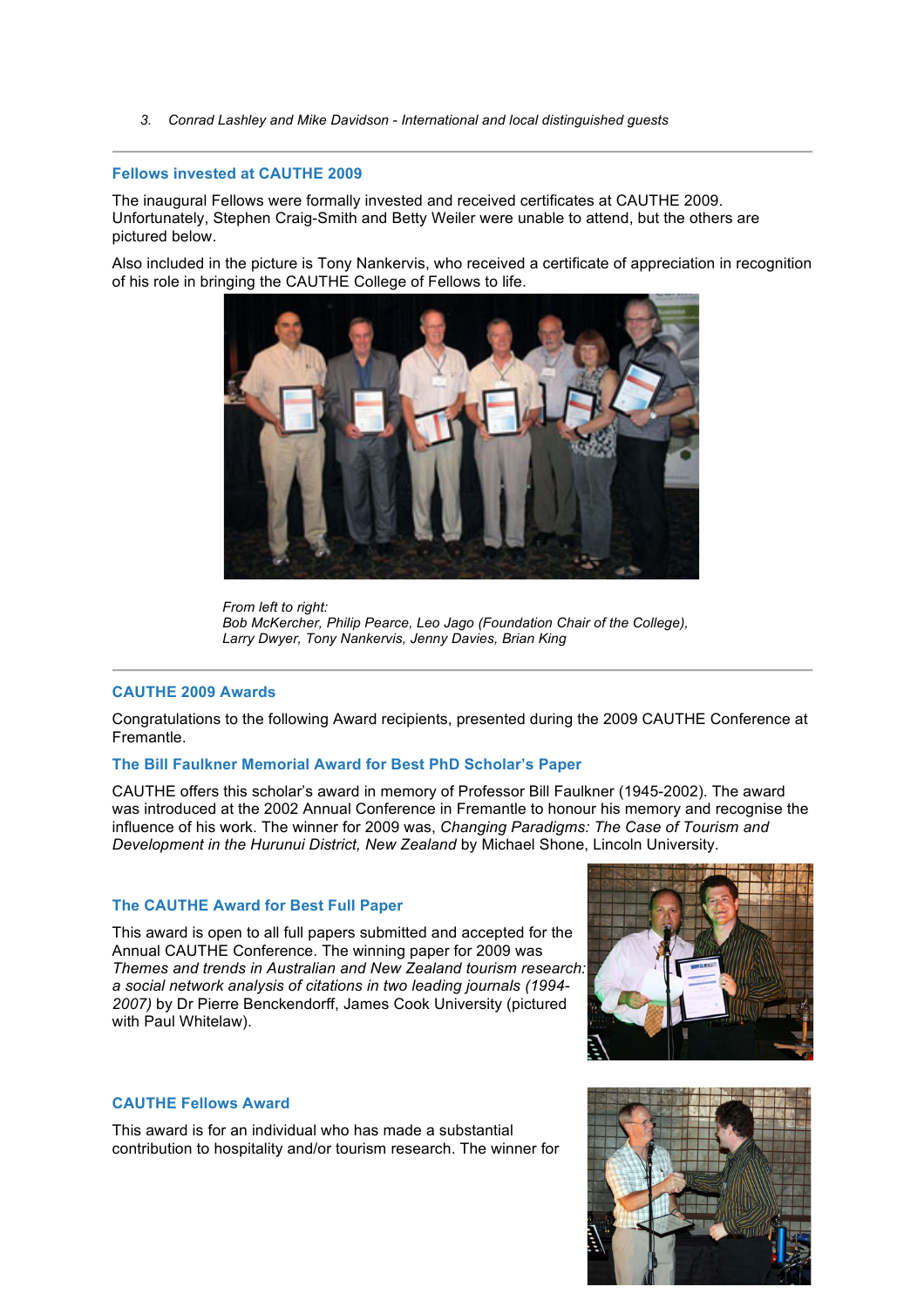3. *Conrad Lashley and Mike Davidson - International and local distinguished guests*

---

## Fellows invested at CAUTHE 2009

The inaugural Fellows were formally invested and received certificates at CAUTHE 2009. Unfortunately, Stephen Craig-Smith and Betty Weiler were unable to attend, but the others are pictured below.

Also included in the picture is Tony Nankervis, who received a certificate of appreciation in recognition of his role in bringing the CAUTHE College of Fellows to life.

*From left to right:*
*Bob McKercher, Philip Pearce, Leo Jago (Foundation Chair of the College), Larry Dwyer, Tony Nankervis, Jenny Davies, Brian King*

---

## CAUTHE 2009 Awards

Congratulations to the following Award recipients, presented during the 2009 CAUTHE Conference at Fremantle.

### The Bill Faulkner Memorial Award for Best PhD Scholar's Paper

CAUTHE offers this scholar's award in memory of Professor Bill Faulkner (1945-2002). The award was introduced at the 2002 Annual Conference in Fremantle to honour his memory and recognise the influence of his work. The winner for 2009 was, *Changing Paradigms: The Case of Tourism and Development in the Hurunui District, New Zealand* by Michael Shone, Lincoln University.

### The CAUTHE Award for Best Full Paper

This award is open to all full papers submitted and accepted for the Annual CAUTHE Conference. The winning paper for 2009 was *Themes and trends in Australian and New Zealand tourism research: a social network analysis of citations in two leading journals (1994-2007)* by Dr Pierre Benckendorff, James Cook University (pictured with Paul Whitelaw).

### CAUTHE Fellows Award

This award is for an individual who has made a substantial contribution to hospitality and/or tourism research. The winner for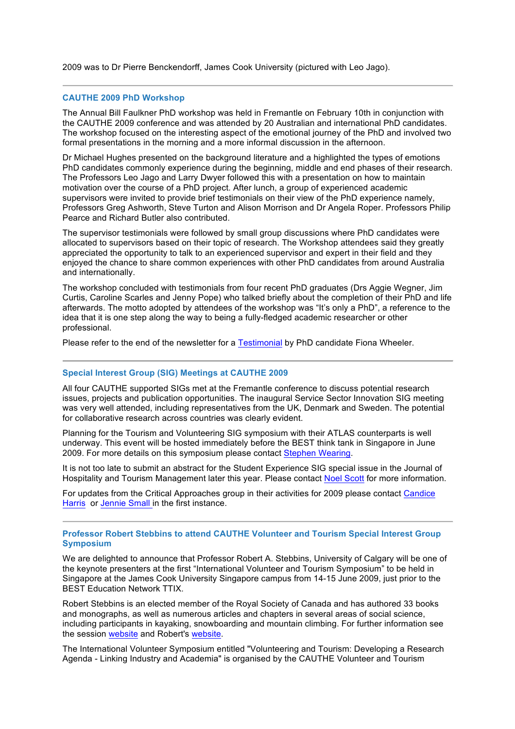2009 was to Dr Pierre Benckendorff, James Cook University (pictured with Leo Jago).

---

## CAUTHE 2009 PhD Workshop

The Annual Bill Faulkner PhD workshop was held in Fremantle on February 10th in conjunction with the CAUTHE 2009 conference and was attended by 20 Australian and international PhD candidates. The workshop focused on the interesting aspect of the emotional journey of the PhD and involved two formal presentations in the morning and a more informal discussion in the afternoon.

Dr Michael Hughes presented on the background literature and a highlighted the types of emotions PhD candidates commonly experience during the beginning, middle and end phases of their research. The Professors Leo Jago and Larry Dwyer followed this with a presentation on how to maintain motivation over the course of a PhD project. After lunch, a group of experienced academic supervisors were invited to provide brief testimonials on their view of the PhD experience namely, Professors Greg Ashworth, Steve Turton and Alison Morrison and Dr Angela Roper. Professors Philip Pearce and Richard Butler also contributed.

The supervisor testimonials were followed by small group discussions where PhD candidates were allocated to supervisors based on their topic of research. The Workshop attendees said they greatly appreciated the opportunity to talk to an experienced supervisor and expert in their field and they enjoyed the chance to share common experiences with other PhD candidates from around Australia and internationally.

The workshop concluded with testimonials from four recent PhD graduates (Drs Aggie Wegner, Jim Curtis, Caroline Scarles and Jenny Pope) who talked briefly about the completion of their PhD and life afterwards. The motto adopted by attendees of the workshop was "It's only a PhD", a reference to the idea that it is one step along the way to being a fully-fledged academic researcher or other professional.

Please refer to the end of the newsletter for a Testimonial by PhD candidate Fiona Wheeler.

---

## Special Interest Group (SIG) Meetings at CAUTHE 2009

All four CAUTHE supported SIGs met at the Fremantle conference to discuss potential research issues, projects and publication opportunities. The inaugural Service Sector Innovation SIG meeting was very well attended, including representatives from the UK, Denmark and Sweden. The potential for collaborative research across countries was clearly evident.

Planning for the Tourism and Volunteering SIG symposium with their ATLAS counterparts is well underway. This event will be hosted immediately before the BEST think tank in Singapore in June 2009. For more details on this symposium please contact Stephen Wearing.

It is not too late to submit an abstract for the Student Experience SIG special issue in the Journal of Hospitality and Tourism Management later this year. Please contact Noel Scott for more information.

For updates from the Critical Approaches group in their activities for 2009 please contact Candice Harris or Jennie Small in the first instance.

---

## Professor Robert Stebbins to attend CAUTHE Volunteer and Tourism Special Interest Group Symposium

We are delighted to announce that Professor Robert A. Stebbins, University of Calgary will be one of the keynote presenters at the first "International Volunteer and Tourism Symposium" to be held in Singapore at the James Cook University Singapore campus from 14-15 June 2009, just prior to the BEST Education Network TTIX.

Robert Stebbins is an elected member of the Royal Society of Canada and has authored 33 books and monographs, as well as numerous articles and chapters in several areas of social science, including participants in kayaking, snowboarding and mountain climbing. For further information see the session website and Robert's website.

The International Volunteer Symposium entitled "Volunteering and Tourism: Developing a Research Agenda - Linking Industry and Academia" is organised by the CAUTHE Volunteer and Tourism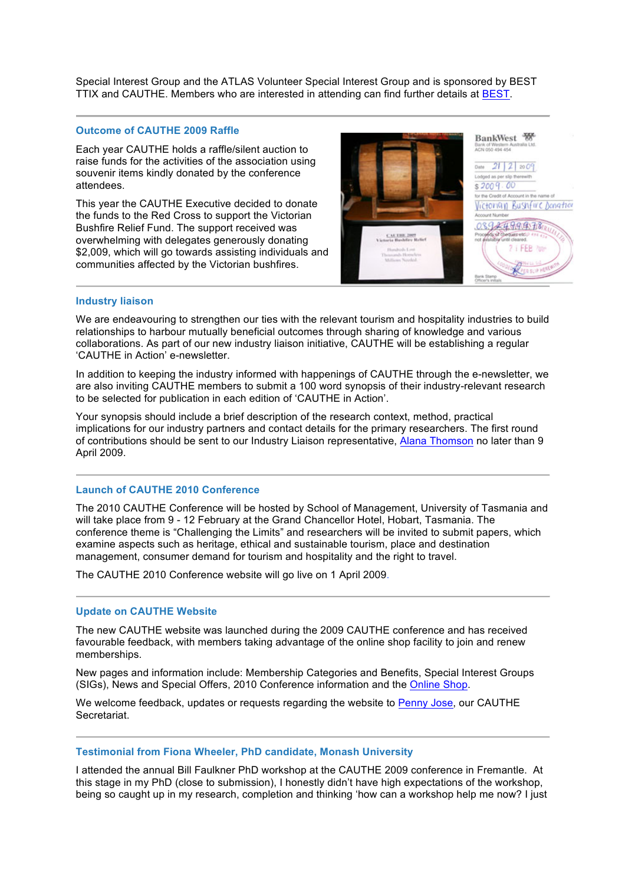Special Interest Group and the ATLAS Volunteer Special Interest Group and is sponsored by BEST TTIX and CAUTHE. Members who are interested in attending can find further details at BEST.

### Outcome of CAUTHE 2009 Raffle

Each year CAUTHE holds a raffle/silent auction to raise funds for the activities of the association using souvenir items kindly donated by the conference attendees.

This year the CAUTHE Executive decided to donate the funds to the Red Cross to support the Victorian Bushfire Relief Fund. The support received was overwhelming with delegates generously donating $2,009, which will go towards assisting individuals and communities affected by the Victorian bushfires.

### Industry liaison

We are endeavouring to strengthen our ties with the relevant tourism and hospitality industries to build relationships to harbour mutually beneficial outcomes through sharing of knowledge and various collaborations. As part of our new industry liaison initiative, CAUTHE will be establishing a regular 'CAUTHE in Action' e-newsletter.

In addition to keeping the industry informed with happenings of CAUTHE through the e-newsletter, we are also inviting CAUTHE members to submit a 100 word synopsis of their industry-relevant research to be selected for publication in each edition of 'CAUTHE in Action'.

Your synopsis should include a brief description of the research context, method, practical implications for our industry partners and contact details for the primary researchers. The first round of contributions should be sent to our Industry Liaison representative, Alana Thomson no later than 9 April 2009.

### Launch of CAUTHE 2010 Conference

The 2010 CAUTHE Conference will be hosted by School of Management, University of Tasmania and will take place from 9 - 12 February at the Grand Chancellor Hotel, Hobart, Tasmania. The conference theme is "Challenging the Limits" and researchers will be invited to submit papers, which examine aspects such as heritage, ethical and sustainable tourism, place and destination management, consumer demand for tourism and hospitality and the right to travel.

The CAUTHE 2010 Conference website will go live on 1 April 2009.

### Update on CAUTHE Website

The new CAUTHE website was launched during the 2009 CAUTHE conference and has received favourable feedback, with members taking advantage of the online shop facility to join and renew memberships.

New pages and information include: Membership Categories and Benefits, Special Interest Groups (SIGs), News and Special Offers, 2010 Conference information and the Online Shop.

We welcome feedback, updates or requests regarding the website to Penny Jose, our CAUTHE Secretariat.

### Testimonial from Fiona Wheeler, PhD candidate, Monash University

I attended the annual Bill Faulkner PhD workshop at the CAUTHE 2009 conference in Fremantle. At this stage in my PhD (close to submission), I honestly didn't have high expectations of the workshop, being so caught up in my research, completion and thinking 'how can a workshop help me now? I just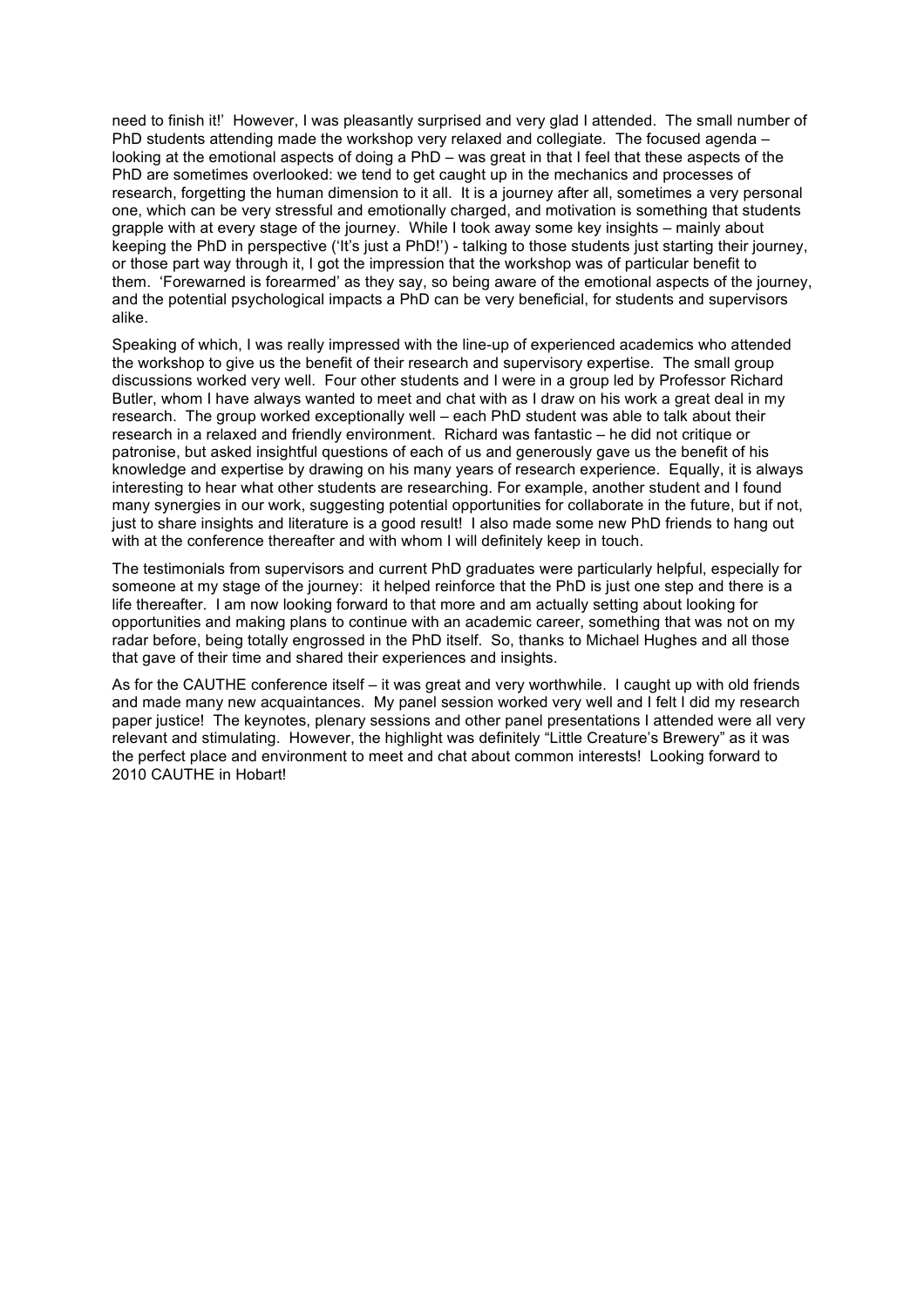need to finish it!' However, I was pleasantly surprised and very glad I attended. The small number of PhD students attending made the workshop very relaxed and collegiate. The focused agenda – looking at the emotional aspects of doing a PhD – was great in that I feel that these aspects of the PhD are sometimes overlooked: we tend to get caught up in the mechanics and processes of research, forgetting the human dimension to it all. It is a journey after all, sometimes a very personal one, which can be very stressful and emotionally charged, and motivation is something that students grapple with at every stage of the journey. While I took away some key insights – mainly about keeping the PhD in perspective ('It's just a PhD!') - talking to those students just starting their journey, or those part way through it, I got the impression that the workshop was of particular benefit to them. 'Forewarned is forearmed' as they say, so being aware of the emotional aspects of the journey, and the potential psychological impacts a PhD can be very beneficial, for students and supervisors alike.

Speaking of which, I was really impressed with the line-up of experienced academics who attended the workshop to give us the benefit of their research and supervisory expertise. The small group discussions worked very well. Four other students and I were in a group led by Professor Richard Butler, whom I have always wanted to meet and chat with as I draw on his work a great deal in my research. The group worked exceptionally well – each PhD student was able to talk about their research in a relaxed and friendly environment. Richard was fantastic – he did not critique or patronise, but asked insightful questions of each of us and generously gave us the benefit of his knowledge and expertise by drawing on his many years of research experience. Equally, it is always interesting to hear what other students are researching. For example, another student and I found many synergies in our work, suggesting potential opportunities for collaborate in the future, but if not, just to share insights and literature is a good result! I also made some new PhD friends to hang out with at the conference thereafter and with whom I will definitely keep in touch.

The testimonials from supervisors and current PhD graduates were particularly helpful, especially for someone at my stage of the journey: it helped reinforce that the PhD is just one step and there is a life thereafter. I am now looking forward to that more and am actually setting about looking for opportunities and making plans to continue with an academic career, something that was not on my radar before, being totally engrossed in the PhD itself. So, thanks to Michael Hughes and all those that gave of their time and shared their experiences and insights.

As for the CAUTHE conference itself – it was great and very worthwhile. I caught up with old friends and made many new acquaintances. My panel session worked very well and I felt I did my research paper justice! The keynotes, plenary sessions and other panel presentations I attended were all very relevant and stimulating. However, the highlight was definitely "Little Creature's Brewery" as it was the perfect place and environment to meet and chat about common interests! Looking forward to 2010 CAUTHE in Hobart!